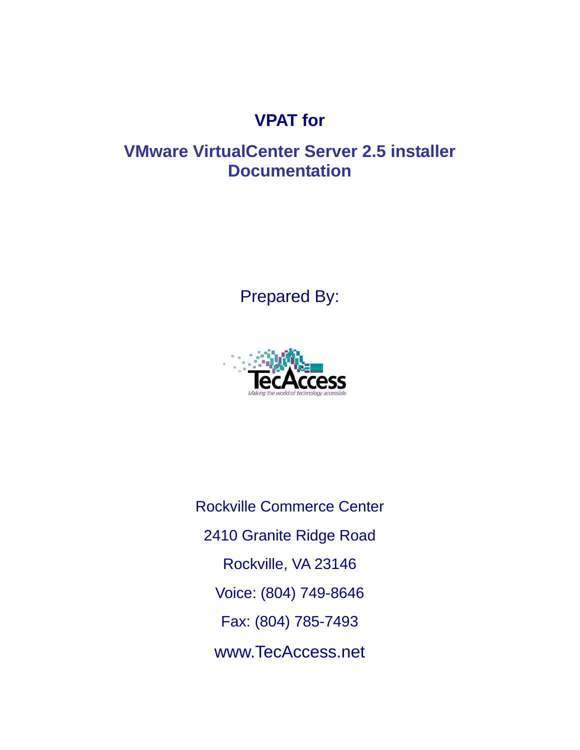# VPAT for

## VMware VirtualCenter Server 2.5 installer Documentation

Prepared By:

TecAccess

*Making the world of technology accessible*

Rockville Commerce Center

2410 Granite Ridge Road

Rockville, VA 23146

Voice: (804) 749-8646

Fax: (804) 785-7493

www.TecAccess.net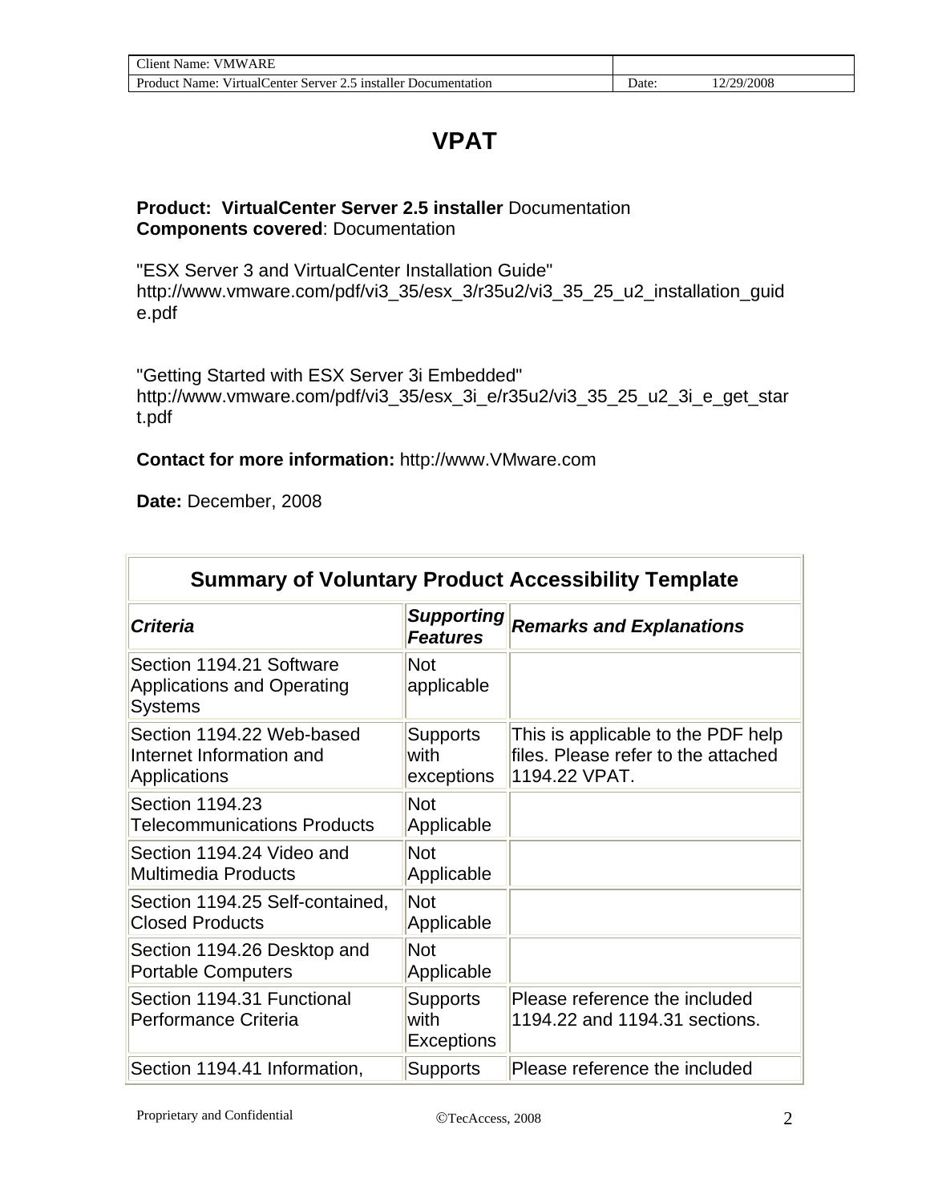# VPAT

**Product: VirtualCenter Server 2.5 installer** Documentation
**Components covered**: Documentation

"ESX Server 3 and VirtualCenter Installation Guide"
http://www.vmware.com/pdf/vi3_35/esx_3/r35u2/vi3_35_25_u2_installation_guide.pdf

"Getting Started with ESX Server 3i Embedded"
http://www.vmware.com/pdf/vi3_35/esx_3i_e/r35u2/vi3_35_25_u2_3i_e_get_start.pdf

**Contact for more information:** http://www.VMware.com

**Date:** December, 2008

| Summary of Voluntary Product Accessibility Template | | |
|---|---|---|
| ***Criteria*** | ***Supporting Features*** | ***Remarks and Explanations*** |
| Section 1194.21 Software Applications and Operating Systems | Not applicable | |
| Section 1194.22 Web-based Internet Information and Applications | Supports with exceptions | This is applicable to the PDF help files. Please refer to the attached 1194.22 VPAT. |
| Section 1194.23 Telecommunications Products | Not Applicable | |
| Section 1194.24 Video and Multimedia Products | Not Applicable | |
| Section 1194.25 Self-contained, Closed Products | Not Applicable | |
| Section 1194.26 Desktop and Portable Computers | Not Applicable | |
| Section 1194.31 Functional Performance Criteria | Supports with Exceptions | Please reference the included 1194.22 and 1194.31 sections. |
| Section 1194.41 Information, | Supports | Please reference the included |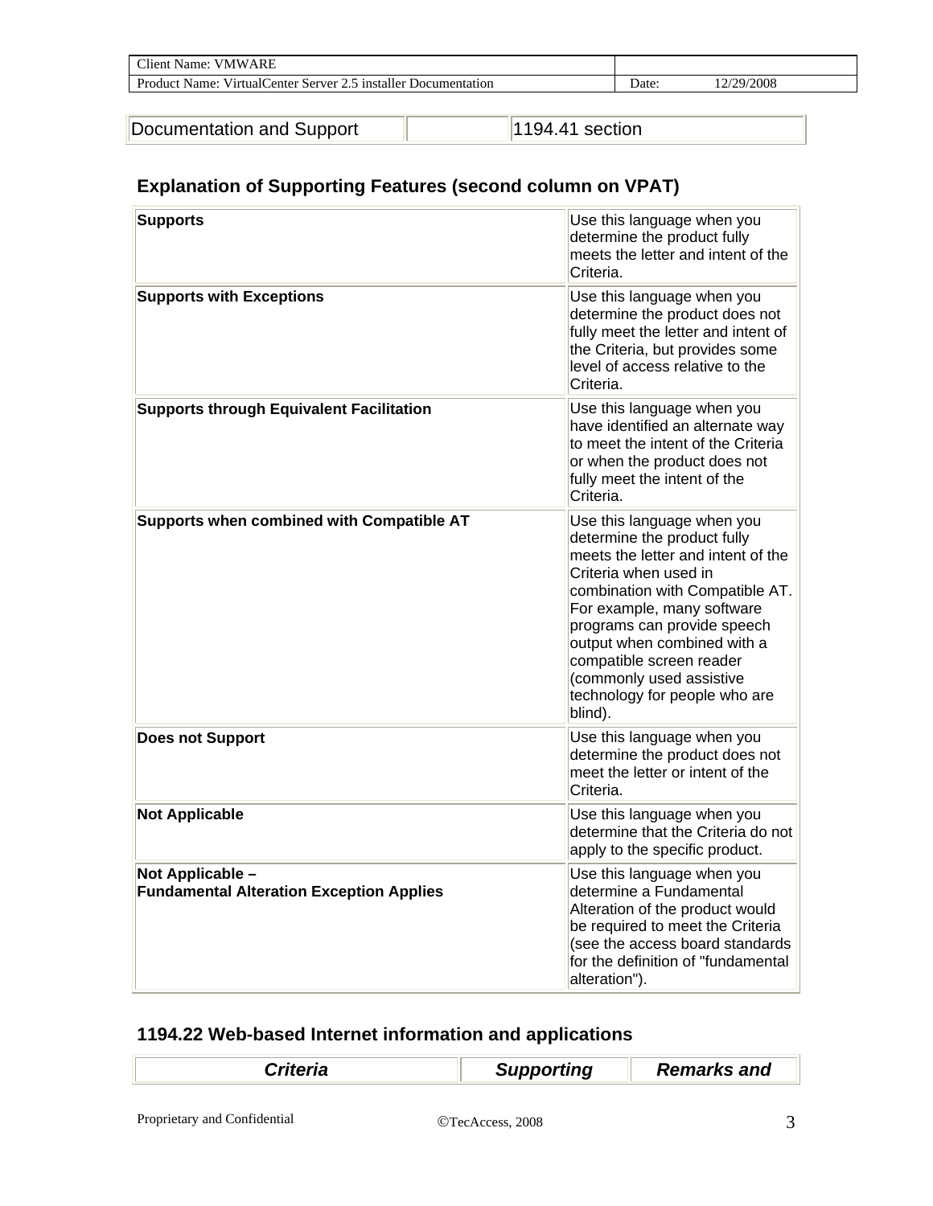| Documentation and Support | | 1194.41 section |
|---|---|---|

### Explanation of Supporting Features (second column on VPAT)

| | |
|---|---|
| **Supports** | Use this language when you determine the product fully meets the letter and intent of the Criteria. |
| **Supports with Exceptions** | Use this language when you determine the product does not fully meet the letter and intent of the Criteria, but provides some level of access relative to the Criteria. |
| **Supports through Equivalent Facilitation** | Use this language when you have identified an alternate way to meet the intent of the Criteria or when the product does not fully meet the intent of the Criteria. |
| **Supports when combined with Compatible AT** | Use this language when you determine the product fully meets the letter and intent of the Criteria when used in combination with Compatible AT. For example, many software programs can provide speech output when combined with a compatible screen reader (commonly used assistive technology for people who are blind). |
| **Does not Support** | Use this language when you determine the product does not meet the letter or intent of the Criteria. |
| **Not Applicable** | Use this language when you determine that the Criteria do not apply to the specific product. |
| **Not Applicable – Fundamental Alteration Exception Applies** | Use this language when you determine a Fundamental Alteration of the product would be required to meet the Criteria (see the access board standards for the definition of "fundamental alteration"). |

### 1194.22 Web-based Internet information and applications

| *Criteria* | *Supporting* | *Remarks and* |
|---|---|---|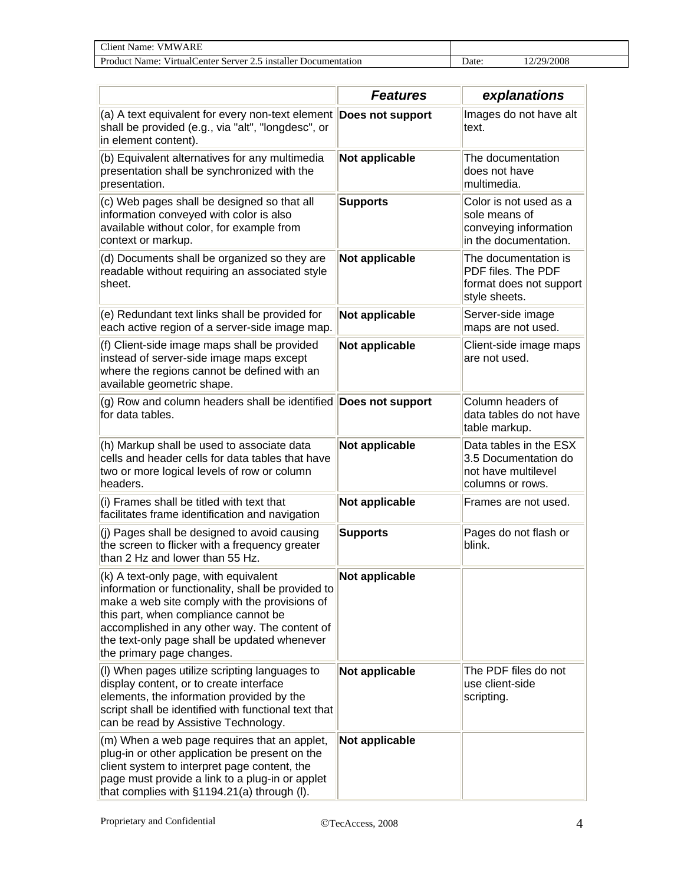| | ***Features*** | ***explanations*** |
|---|---|---|
| (a) A text equivalent for every non-text element shall be provided (e.g., via "alt", "longdesc", or in element content). | **Does not support** | Images do not have alt text. |
| (b) Equivalent alternatives for any multimedia presentation shall be synchronized with the presentation. | **Not applicable** | The documentation does not have multimedia. |
| (c) Web pages shall be designed so that all information conveyed with color is also available without color, for example from context or markup. | **Supports** | Color is not used as a sole means of conveying information in the documentation. |
| (d) Documents shall be organized so they are readable without requiring an associated style sheet. | **Not applicable** | The documentation is PDF files. The PDF format does not support style sheets. |
| (e) Redundant text links shall be provided for each active region of a server-side image map. | **Not applicable** | Server-side image maps are not used. |
| (f) Client-side image maps shall be provided instead of server-side image maps except where the regions cannot be defined with an available geometric shape. | **Not applicable** | Client-side image maps are not used. |
| (g) Row and column headers shall be identified for data tables. | **Does not support** | Column headers of data tables do not have table markup. |
| (h) Markup shall be used to associate data cells and header cells for data tables that have two or more logical levels of row or column headers. | **Not applicable** | Data tables in the ESX 3.5 Documentation do not have multilevel columns or rows. |
| (i) Frames shall be titled with text that facilitates frame identification and navigation | **Not applicable** | Frames are not used. |
| (j) Pages shall be designed to avoid causing the screen to flicker with a frequency greater than 2 Hz and lower than 55 Hz. | **Supports** | Pages do not flash or blink. |
| (k) A text-only page, with equivalent information or functionality, shall be provided to make a web site comply with the provisions of this part, when compliance cannot be accomplished in any other way. The content of the text-only page shall be updated whenever the primary page changes. | **Not applicable** | |
| (l) When pages utilize scripting languages to display content, or to create interface elements, the information provided by the script shall be identified with functional text that can be read by Assistive Technology. | **Not applicable** | The PDF files do not use client-side scripting. |
| (m) When a web page requires that an applet, plug-in or other application be present on the client system to interpret page content, the page must provide a link to a plug-in or applet that complies with §1194.21(a) through (l). | **Not applicable** | |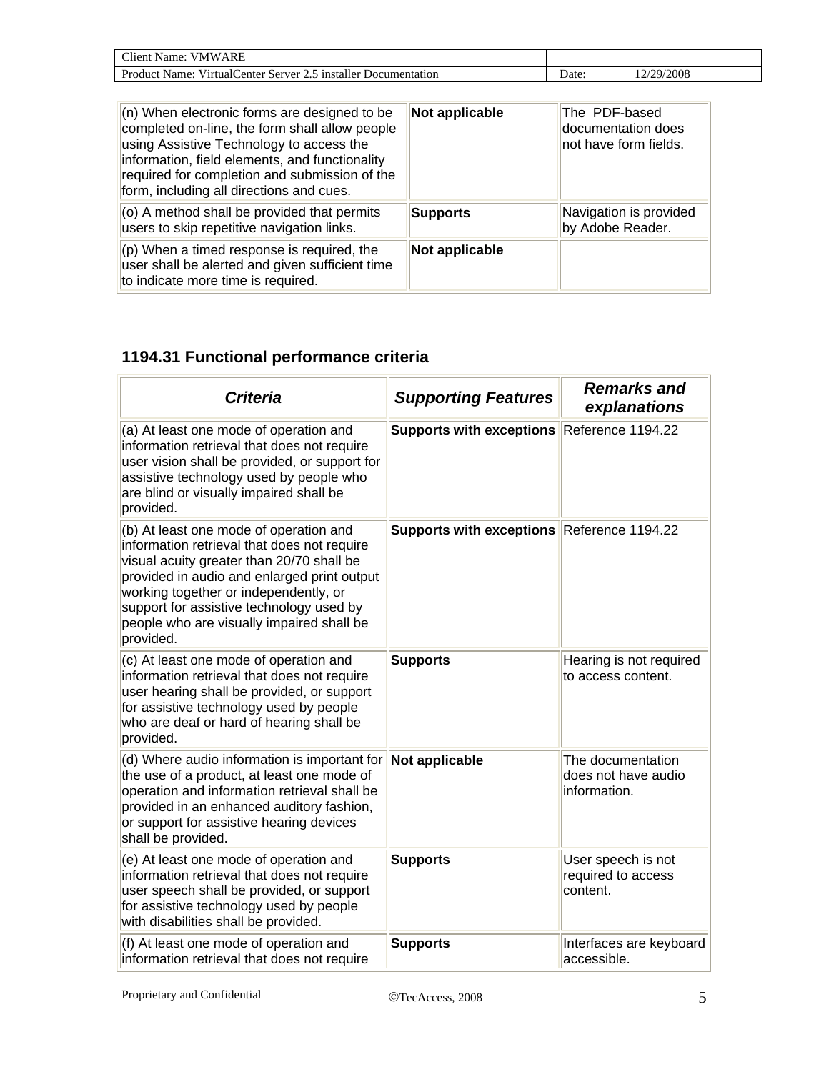| (n) When electronic forms are designed to be completed on-line, the form shall allow people using Assistive Technology to access the information, field elements, and functionality required for completion and submission of the form, including all directions and cues. | **Not applicable** | The PDF-based documentation does not have form fields. |
|---|---|---|
| (o) A method shall be provided that permits users to skip repetitive navigation links. | **Supports** | Navigation is provided by Adobe Reader. |
| (p) When a timed response is required, the user shall be alerted and given sufficient time to indicate more time is required. | **Not applicable** | |

### 1194.31 Functional performance criteria

| ***Criteria*** | ***Supporting Features*** | ***Remarks and explanations*** |
|---|---|---|
| (a) At least one mode of operation and information retrieval that does not require user vision shall be provided, or support for assistive technology used by people who are blind or visually impaired shall be provided. | **Supports with exceptions** | Reference 1194.22 |
| (b) At least one mode of operation and information retrieval that does not require visual acuity greater than 20/70 shall be provided in audio and enlarged print output working together or independently, or support for assistive technology used by people who are visually impaired shall be provided. | **Supports with exceptions** | Reference 1194.22 |
| (c) At least one mode of operation and information retrieval that does not require user hearing shall be provided, or support for assistive technology used by people who are deaf or hard of hearing shall be provided. | **Supports** | Hearing is not required to access content. |
| (d) Where audio information is important for the use of a product, at least one mode of operation and information retrieval shall be provided in an enhanced auditory fashion, or support for assistive hearing devices shall be provided. | **Not applicable** | The documentation does not have audio information. |
| (e) At least one mode of operation and information retrieval that does not require user speech shall be provided, or support for assistive technology used by people with disabilities shall be provided. | **Supports** | User speech is not required to access content. |
| (f) At least one mode of operation and information retrieval that does not require | **Supports** | Interfaces are keyboard accessible. |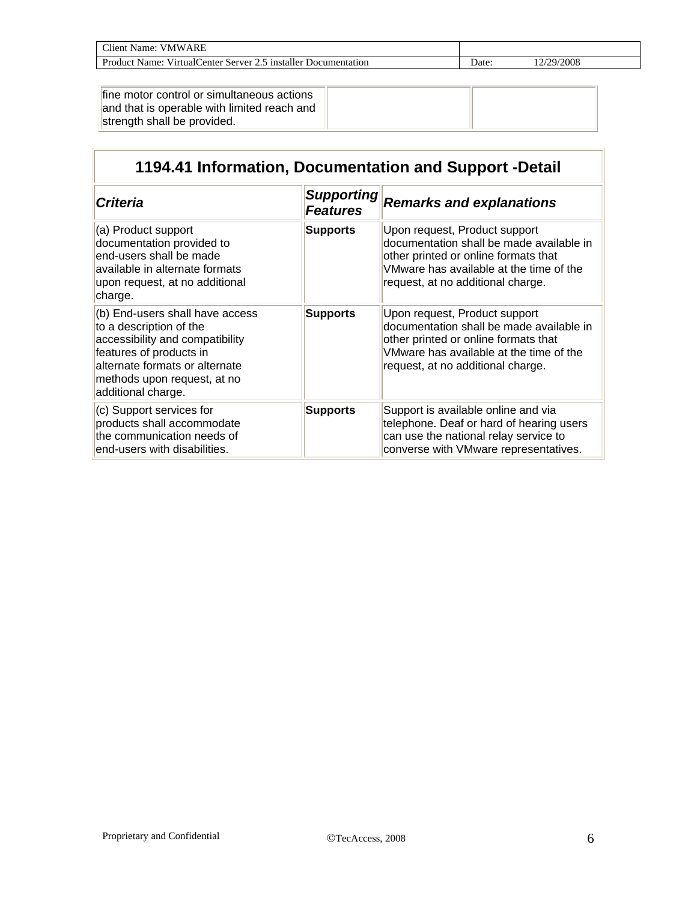| | | |
|---|---|---|
| fine motor control or simultaneous actions and that is operable with limited reach and strength shall be provided. | | |

## 1194.41 Information, Documentation and Support -Detail

| *Criteria* | *Supporting Features* | *Remarks and explanations* |
|---|---|---|
| (a) Product support documentation provided to end-users shall be made available in alternate formats upon request, at no additional charge. | **Supports** | Upon request, Product support documentation shall be made available in other printed or online formats that VMware has available at the time of the request, at no additional charge. |
| (b) End-users shall have access to a description of the accessibility and compatibility features of products in alternate formats or alternate methods upon request, at no additional charge. | **Supports** | Upon request, Product support documentation shall be made available in other printed or online formats that VMware has available at the time of the request, at no additional charge. |
| (c) Support services for products shall accommodate the communication needs of end-users with disabilities. | **Supports** | Support is available online and via telephone. Deaf or hard of hearing users can use the national relay service to converse with VMware representatives. |